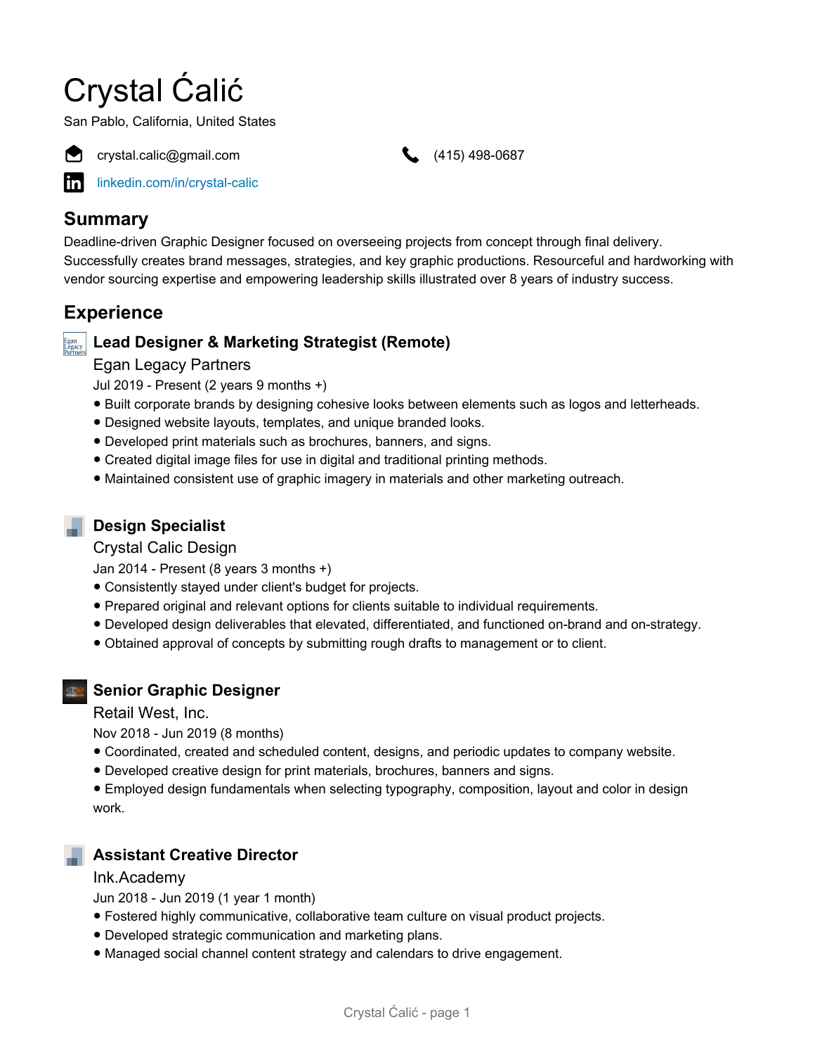# Crystal Ćalić

San Pablo, California, United States

crystal.calic@gmail.com

(415) 498-0687

linkedin.com/in/crystal-calic

## Summary

Deadline-driven Graphic Designer focused on overseeing projects from concept through final delivery. Successfully creates brand messages, strategies, and key graphic productions. Resourceful and hardworking with vendor sourcing expertise and empowering leadership skills illustrated over 8 years of industry success.

## Experience

### Lead Designer & Marketing Strategist (Remote)

Egan Legacy Partners

Jul 2019 - Present (2 years 9 months +)

- Built corporate brands by designing cohesive looks between elements such as logos and letterheads.
- Designed website layouts, templates, and unique branded looks.
- Developed print materials such as brochures, banners, and signs.
- Created digital image files for use in digital and traditional printing methods.
- Maintained consistent use of graphic imagery in materials and other marketing outreach.

### Design Specialist

Crystal Calic Design

Jan 2014 - Present (8 years 3 months +)

- Consistently stayed under client's budget for projects.
- Prepared original and relevant options for clients suitable to individual requirements.
- Developed design deliverables that elevated, differentiated, and functioned on-brand and on-strategy.
- Obtained approval of concepts by submitting rough drafts to management or to client.

### Senior Graphic Designer

Retail West, Inc.

Nov 2018 - Jun 2019 (8 months)

- Coordinated, created and scheduled content, designs, and periodic updates to company website.
- Developed creative design for print materials, brochures, banners and signs.
- Employed design fundamentals when selecting typography, composition, layout and color in design work.

### Assistant Creative Director

Ink.Academy

Jun 2018 - Jun 2019 (1 year 1 month)

- Fostered highly communicative, collaborative team culture on visual product projects.
- Developed strategic communication and marketing plans.
- Managed social channel content strategy and calendars to drive engagement.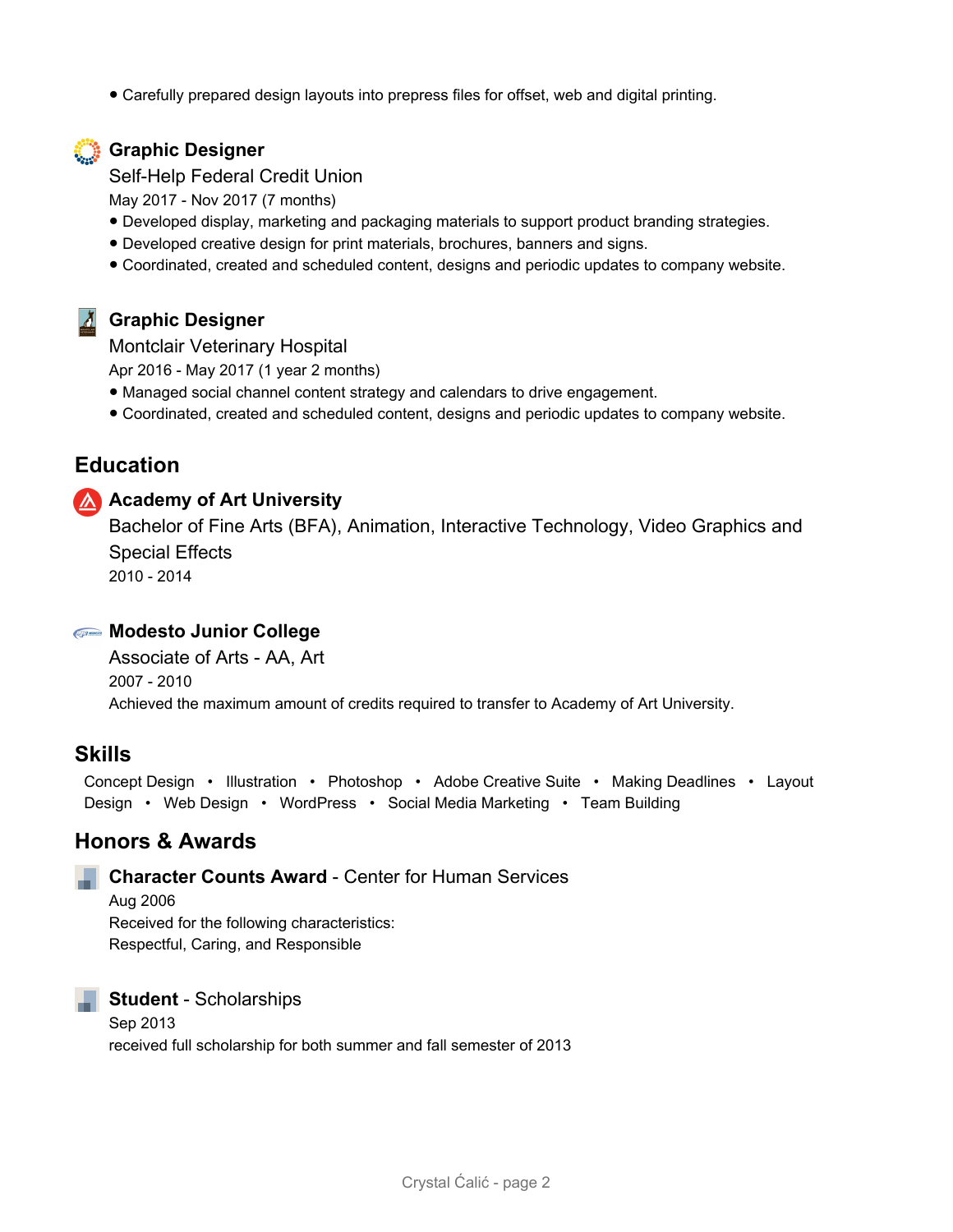- Carefully prepared design layouts into prepress files for offset, web and digital printing.

### Graphic Designer

Self-Help Federal Credit Union

May 2017 - Nov 2017 (7 months)

- Developed display, marketing and packaging materials to support product branding strategies.
- Developed creative design for print materials, brochures, banners and signs.
- Coordinated, created and scheduled content, designs and periodic updates to company website.

### Graphic Designer

Montclair Veterinary Hospital

Apr 2016 - May 2017 (1 year 2 months)

- Managed social channel content strategy and calendars to drive engagement.
- Coordinated, created and scheduled content, designs and periodic updates to company website.

## Education

### Academy of Art University

Bachelor of Fine Arts (BFA), Animation, Interactive Technology, Video Graphics and Special Effects

2010 - 2014

### Modesto Junior College

Associate of Arts - AA, Art

2007 - 2010

Achieved the maximum amount of credits required to transfer to Academy of Art University.

## Skills

Concept Design • Illustration • Photoshop • Adobe Creative Suite • Making Deadlines • Layout Design • Web Design • WordPress • Social Media Marketing • Team Building

## Honors & Awards

### **Character Counts Award** - Center for Human Services

Aug 2006

Received for the following characteristics:
Respectful, Caring, and Responsible

### **Student** - Scholarships

Sep 2013

received full scholarship for both summer and fall semester of 2013